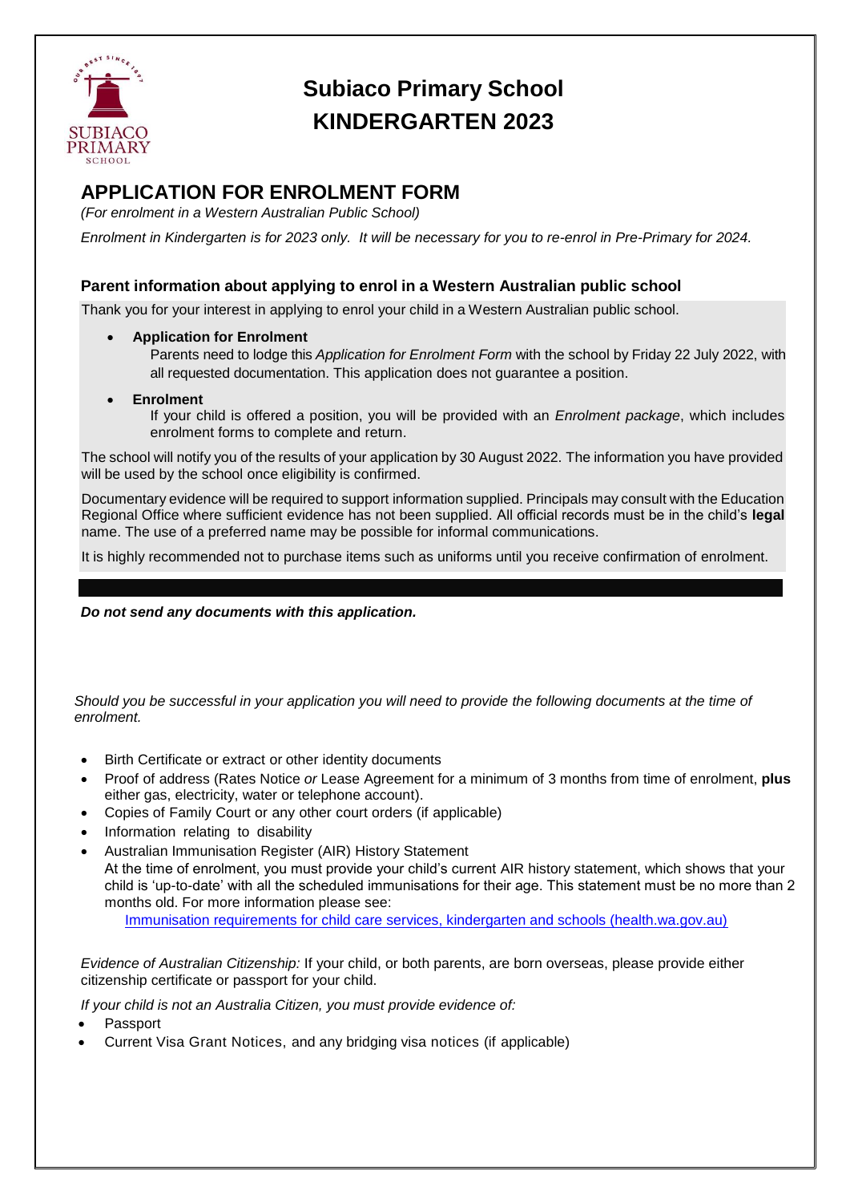# Subiaco Primary School
# KINDERGARTEN 2023

## APPLICATION FOR ENROLMENT FORM

*(For enrolment in a Western Australian Public School)*

*Enrolment in Kindergarten is for 2023 only. It will be necessary for you to re-enrol in Pre-Primary for 2024.*

### Parent information about applying to enrol in a Western Australian public school

Thank you for your interest in applying to enrol your child in a Western Australian public school.

- **Application for Enrolment**
  Parents need to lodge this *Application for Enrolment Form* with the school by Friday 22 July 2022, with all requested documentation. This application does not guarantee a position.

- **Enrolment**
  If your child is offered a position, you will be provided with an *Enrolment package*, which includes enrolment forms to complete and return.

The school will notify you of the results of your application by 30 August 2022. The information you have provided will be used by the school once eligibility is confirmed.

Documentary evidence will be required to support information supplied. Principals may consult with the Education Regional Office where sufficient evidence has not been supplied. All official records must be in the child's **legal** name. The use of a preferred name may be possible for informal communications.

It is highly recommended not to purchase items such as uniforms until you receive confirmation of enrolment.

***Do not send any documents with this application.***

*Should you be successful in your application you will need to provide the following documents at the time of enrolment.*

- Birth Certificate or extract or other identity documents
- Proof of address (Rates Notice *or* Lease Agreement for a minimum of 3 months from time of enrolment, **plus** either gas, electricity, water or telephone account).
- Copies of Family Court or any other court orders (if applicable)
- Information relating to disability
- Australian Immunisation Register (AIR) History Statement
  At the time of enrolment, you must provide your child's current AIR history statement, which shows that your child is 'up-to-date' with all the scheduled immunisations for their age. This statement must be no more than 2 months old. For more information please see:
  [Immunisation requirements for child care services, kindergarten and schools (health.wa.gov.au)]

*Evidence of Australian Citizenship:* If your child, or both parents, are born overseas, please provide either citizenship certificate or passport for your child.

*If your child is not an Australia Citizen, you must provide evidence of:*

- Passport
- Current Visa Grant Notices, and any bridging visa notices (if applicable)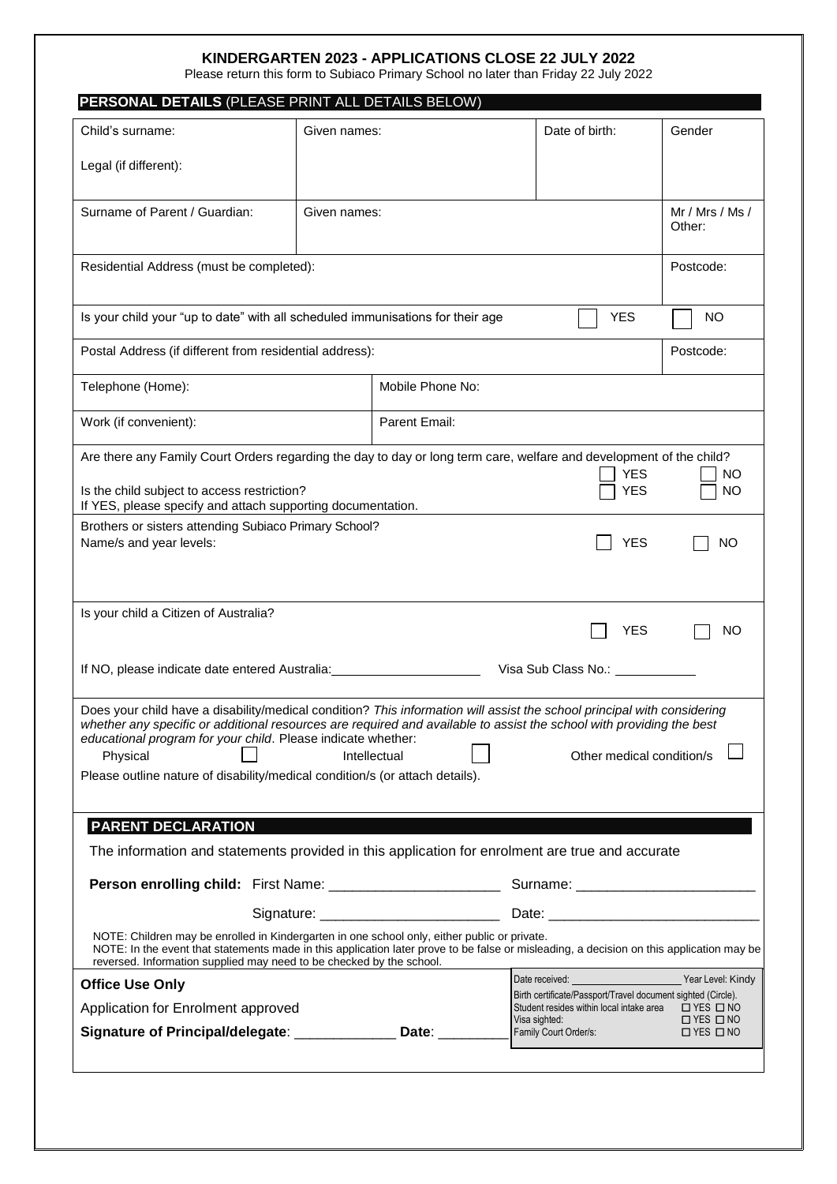# KINDERGARTEN 2023 - APPLICATIONS CLOSE 22 JULY 2022

Please return this form to Subiaco Primary School no later than Friday 22 July 2022

## PERSONAL DETAILS (PLEASE PRINT ALL DETAILS BELOW)

| | | | |
|---|---|---|---|
| Child's surname:<br><br>Legal (if different): | Given names: | Date of birth: | Gender |
| Surname of Parent / Guardian: | Given names: | | Mr / Mrs / Ms / Other: |
| Residential Address (must be completed): | | | Postcode: |
| Is your child your "up to date" with all scheduled immunisations for their age | | ☐ YES | ☐ NO |
| Postal Address (if different from residential address): | | | Postcode: |
| Telephone (Home): | Mobile Phone No: | | |
| Work (if convenient): | Parent Email: | | |

Are there any Family Court Orders regarding the day to day or long term care, welfare and development of the child? ☐ YES ☐ NO

Is the child subject to access restriction? ☐ YES ☐ NO

If YES, please specify and attach supporting documentation.

Brothers or sisters attending Subiaco Primary School?

Name/s and year levels: ☐ YES ☐ NO

Is your child a Citizen of Australia? ☐ YES ☐ NO

If NO, please indicate date entered Australia: ____________________ Visa Sub Class No.: ___________

Does your child have a disability/medical condition? *This information will assist the school principal with considering whether any specific or additional resources are required and available to assist the school with providing the best educational program for your child*. Please indicate whether:

Physical ☐ Intellectual ☐ Other medical condition/s ☐

Please outline nature of disability/medical condition/s (or attach details).

## PARENT DECLARATION

The information and statements provided in this application for enrolment are true and accurate

**Person enrolling child:** First Name: _____________________ Surname: ______________________

Signature: ______________________ Date: ___________________________

NOTE: Children may be enrolled in Kindergarten in one school only, either public or private.

NOTE: In the event that statements made in this application later prove to be false or misleading, a decision on this application may be reversed. Information supplied may need to be checked by the school.

**Office Use Only**

Application for Enrolment approved

**Signature of Principal/delegate**: _____________ **Date**: _________

Date received: ____________________ Year Level: Kindy

Birth certificate/Passport/Travel document sighted (Circle).

Student resides within local intake area ☐ YES ☐ NO

Visa sighted: ☐ YES ☐ NO

Family Court Order/s: ☐ YES ☐ NO